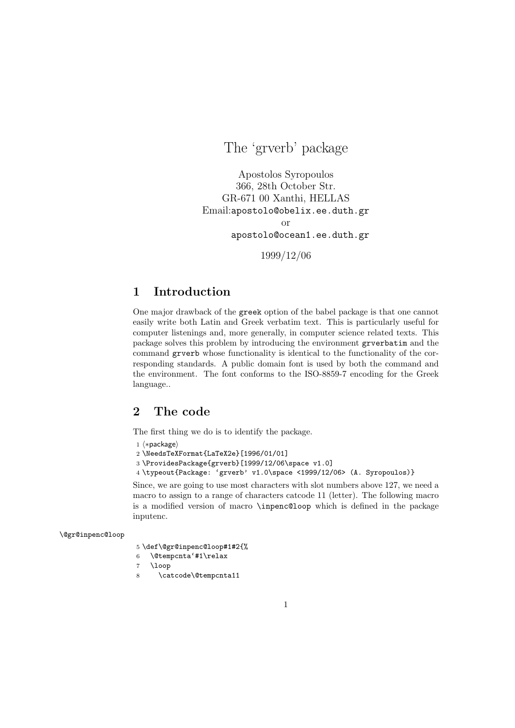# The 'grverb' package

Apostolos Syropoulos
366, 28th October Str.
GR-671 00 Xanthi, HELLAS
Email:apostolo@obelix.ee.duth.gr
or
apostolo@ocean1.ee.duth.gr

1999/12/06

## 1 Introduction

One major drawback of the `greek` option of the babel package is that one cannot easily write both Latin and Greek verbatim text. This is particularly useful for computer listenings and, more generally, in computer science related texts. This package solves this problem by introducing the environment `grverbatim` and the command `grverb` whose functionality is identical to the functionality of the corresponding standards. A public domain font is used by both the command and the environment. The font conforms to the ISO-8859-7 encoding for the Greek language..

## 2 The code

The first thing we do is to identify the package.

```
1 ⟨*package⟩
2 \NeedsTeXFormat{LaTeX2e}[1996/01/01]
3 \ProvidesPackage{grverb}[1999/12/06\space v1.0]
4 \typeout{Package: `grverb' v1.0\space <1999/12/06> (A. Syropoulos)}
```

Since, we are going to use most characters with slot numbers above 127, we need a macro to assign to a range of characters catcode 11 (letter). The following macro is a modified version of macro `\inpenc@loop` which is defined in the package inputenc.

`\@gr@inpenc@loop`

```
5 \def\@gr@inpenc@loop#1#2{%
6   \@tempcnta`#1\relax
7   \loop
8     \catcode\@tempcnta11
```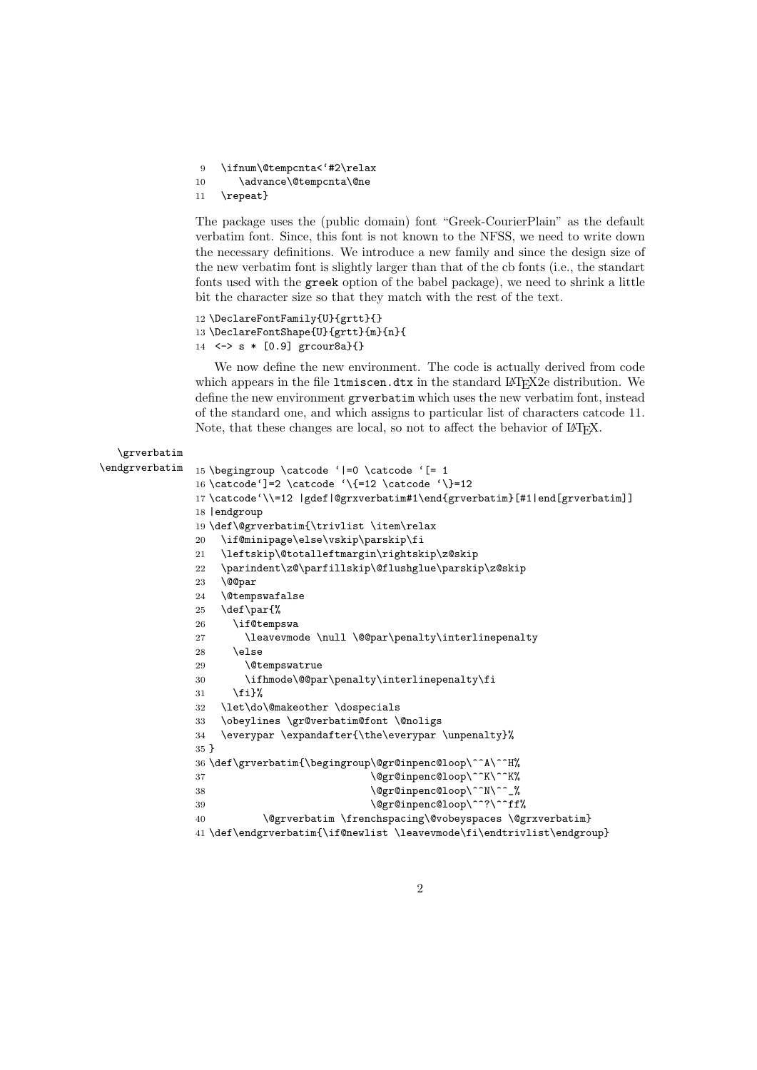```
9   \ifnum\@tempcnta<`#2\relax
10      \advance\@tempcnta\@ne
11  \repeat}
```

The package uses the (public domain) font "Greek-CourierPlain" as the default verbatim font. Since, this font is not known to the NFSS, we need to write down the necessary definitions. We introduce a new family and since the design size of the new verbatim font is slightly larger than that of the cb fonts (i.e., the standart fonts used with the `greek` option of the babel package), we need to shrink a little bit the character size so that they match with the rest of the text.

```
12 \DeclareFontFamily{U}{grtt}{}
13 \DeclareFontShape{U}{grtt}{m}{n}{
14  <-> s * [0.9] grcour8a}{}
```

We now define the new environment. The code is actually derived from code which appears in the file `ltmiscen.dtx` in the standard LaTeX2e distribution. We define the new environment `grverbatim` which uses the new verbatim font, instead of the standard one, and which assigns to particular list of characters catcode 11. Note, that these changes are local, so not to affect the behavior of LaTeX.

\grverbatim
\endgrverbatim

```
15 \begingroup \catcode `|=0 \catcode `[= 1
16 \catcode`]=2 \catcode `\{=12 \catcode `\}=12
17 \catcode`\\=12 |gdef|@grxverbatim#1\end{grverbatim}[#1|end[grverbatim]]
18 |endgroup
19 \def\@grverbatim{\trivlist \item\relax
20   \if@minipage\else\vskip\parskip\fi
21   \leftskip\@totalleftmargin\rightskip\z@skip
22   \parindent\z@\parfillskip\@flushglue\parskip\z@skip
23   \@@par
24   \@tempswafalse
25   \def\par{%
26     \if@tempswa
27       \leavevmode \null \@@par\penalty\interlinepenalty
28     \else
29       \@tempswatrue
30       \ifhmode\@@par\penalty\interlinepenalty\fi
31     \fi}%
32   \let\do\@makeother \dospecials
33   \obeylines \gr@verbatim@font \@noligs
34   \everypar \expandafter{\the\everypar \unpenalty}%
35 }
36 \def\grverbatim{\begingroup\@gr@inpenc@loop\^^A\^^H%
37                            \@gr@inpenc@loop\^^K\^^K%
38                            \@gr@inpenc@loop\^^N\^^_%
39                            \@gr@inpenc@loop\^^?\^^ff%
40         \@grverbatim \frenchspacing\@vobeyspaces \@grxverbatim}
41 \def\endgrverbatim{\if@newlist \leavevmode\fi\endtrivlist\endgroup}
```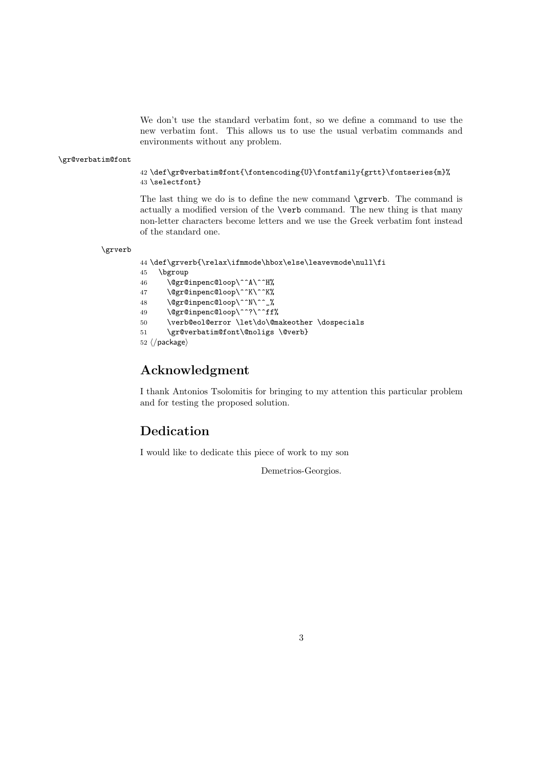We don't use the standard verbatim font, so we define a command to use the new verbatim font. This allows us to use the usual verbatim commands and environments without any problem.

\gr@verbatim@font

```
42 \def\gr@verbatim@font{\fontencoding{U}\fontfamily{grtt}\fontseries{m}%
43 \selectfont}
```

The last thing we do is to define the new command `\grverb`. The command is actually a modified version of the `\verb` command. The new thing is that many non-letter characters become letters and we use the Greek verbatim font instead of the standard one.

\grverb

```
44 \def\grverb{\relax\ifmmode\hbox\else\leavevmode\null\fi
45   \bgroup
46     \@gr@inpenc@loop\^^A\^^H%
47     \@gr@inpenc@loop\^^K\^^K%
48     \@gr@inpenc@loop\^^N\^^_%
49     \@gr@inpenc@loop\^^?\^^ff%
50     \verb@eol@error \let\do\@makeother \dospecials
51     \gr@verbatim@font\@noligs \@verb}
52 ⟨/package⟩
```

## Acknowledgment

I thank Antonios Tsolomitis for bringing to my attention this particular problem and for testing the proposed solution.

## Dedication

I would like to dedicate this piece of work to my son

Demetrios-Georgios.